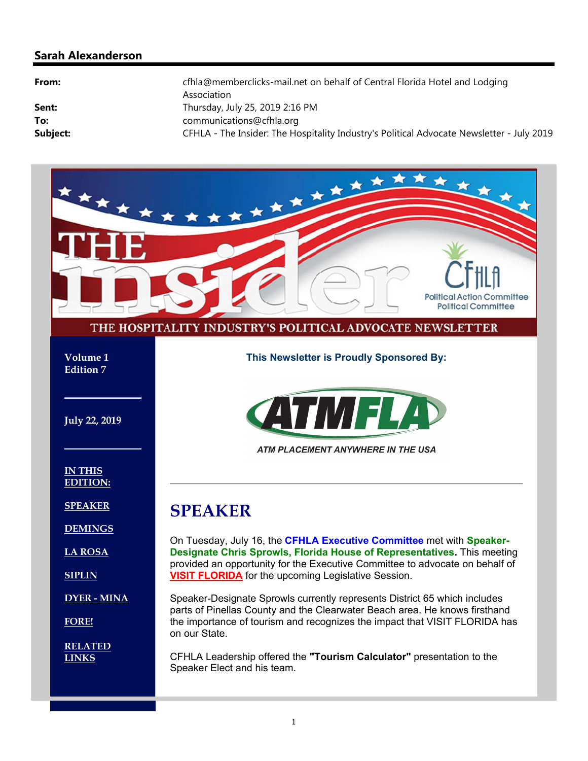**Sarah Alexanderson**

| | |
|---|---|
| **From:** | cfhla@memberclicks-mail.net on behalf of Central Florida Hotel and Lodging Association |
| **Sent:** | Thursday, July 25, 2019 2:16 PM |
| **To:** | communications@cfhla.org |
| **Subject:** | CFHLA - The Insider: The Hospitality Industry's Political Advocate Newsletter - July 2019 |

# THE insider

CFHLA Political Action Committee Political Committee

THE HOSPITALITY INDUSTRY'S POLITICAL ADVOCATE NEWSLETTER

**Volume 1**
**Edition 7**

**July 22, 2019**

**IN THIS EDITION:**

- **SPEAKER**
- **DEMINGS**
- **LA ROSA**
- **SIPLIN**
- **DYER - MINA**
- **FORE!**
- **RELATED LINKS**

**This Newsletter is Proudly Sponsored By:**

ATMFLA

*ATM PLACEMENT ANYWHERE IN THE USA*

---

## SPEAKER

On Tuesday, July 16, the **CFHLA Executive Committee** met with **Speaker-Designate Chris Sprowls, Florida House of Representatives.** This meeting provided an opportunity for the Executive Committee to advocate on behalf of **VISIT FLORIDA** for the upcoming Legislative Session.

Speaker-Designate Sprowls currently represents District 65 which includes parts of Pinellas County and the Clearwater Beach area. He knows firsthand the importance of tourism and recognizes the impact that VISIT FLORIDA has on our State.

CFHLA Leadership offered the **"Tourism Calculator"** presentation to the Speaker Elect and his team.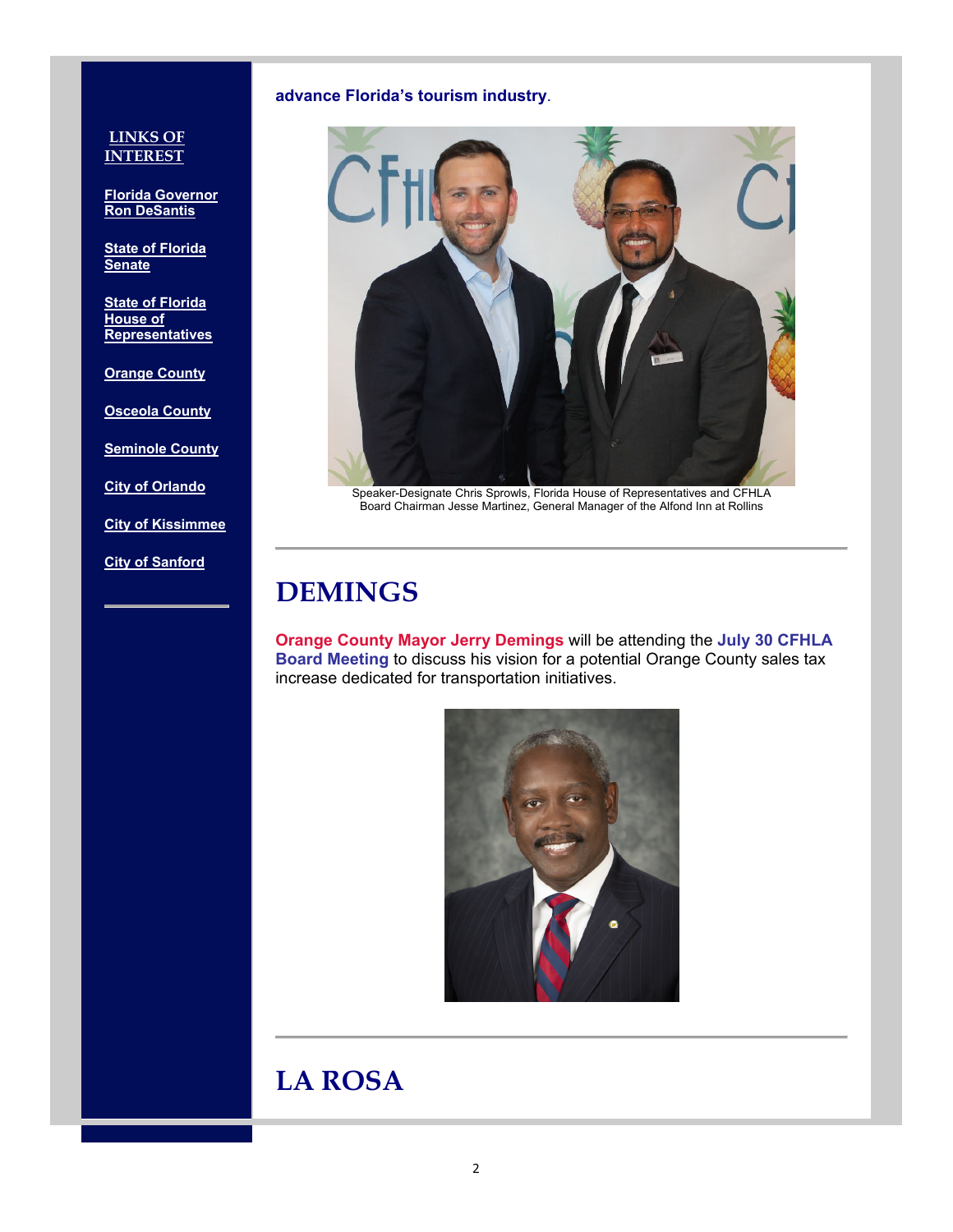**advance Florida's tourism industry**.

Speaker-Designate Chris Sprowls, Florida House of Representatives and CFHLA Board Chairman Jesse Martinez, General Manager of the Alfond Inn at Rollins

# DEMINGS

**Orange County Mayor Jerry Demings** will be attending the **July 30 CFHLA Board Meeting** to discuss his vision for a potential Orange County sales tax increase dedicated for transportation initiatives.

# LA ROSA

**LINKS OF INTEREST**

- Florida Governor Ron DeSantis
- State of Florida Senate
- State of Florida House of Representatives
- Orange County
- Osceola County
- Seminole County
- City of Orlando
- City of Kissimmee
- City of Sanford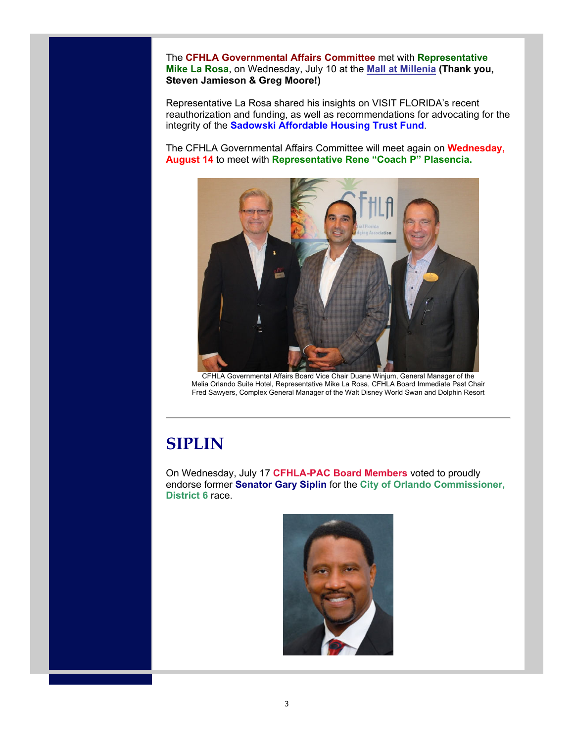The **CFHLA Governmental Affairs Committee** met with **Representative Mike La Rosa**, on Wednesday, July 10 at the **Mall at Millenia** **(Thank you, Steven Jamieson & Greg Moore!)**

Representative La Rosa shared his insights on VISIT FLORIDA's recent reauthorization and funding, as well as recommendations for advocating for the integrity of the **Sadowski Affordable Housing Trust Fund**.

The CFHLA Governmental Affairs Committee will meet again on **Wednesday, August 14** to meet with **Representative Rene "Coach P" Plasencia.**

CFHLA Governmental Affairs Board Vice Chair Duane Winjum, General Manager of the Melia Orlando Suite Hotel, Representative Mike La Rosa, CFHLA Board Immediate Past Chair Fred Sawyers, Complex General Manager of the Walt Disney World Swan and Dolphin Resort

---

# SIPLIN

On Wednesday, July 17 **CFHLA-PAC Board Members** voted to proudly endorse former **Senator Gary Siplin** for the **City of Orlando Commissioner, District 6** race.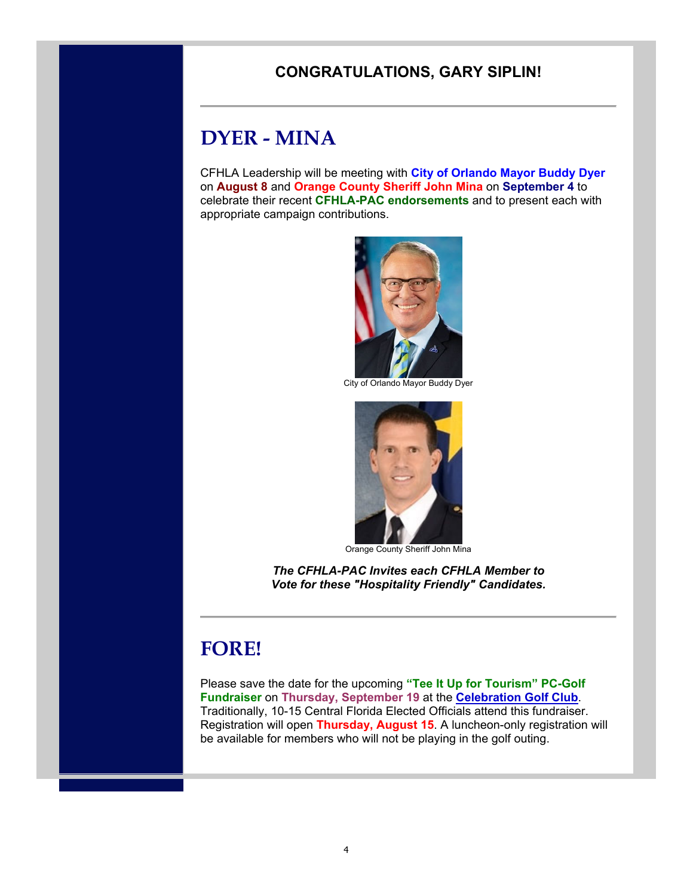**CONGRATULATIONS, GARY SIPLIN!**

---

# DYER - MINA

CFHLA Leadership will be meeting with **City of Orlando Mayor Buddy Dyer** on **August 8** and **Orange County Sheriff John Mina** on **September 4** to celebrate their recent **CFHLA-PAC endorsements** and to present each with appropriate campaign contributions.

City of Orlando Mayor Buddy Dyer

Orange County Sheriff John Mina

***The CFHLA-PAC Invites each CFHLA Member to Vote for these "Hospitality Friendly" Candidates.***

---

# FORE!

Please save the date for the upcoming **"Tee It Up for Tourism" PC-Golf Fundraiser** on **Thursday, September 19** at the **Celebration Golf Club**. Traditionally, 10-15 Central Florida Elected Officials attend this fundraiser. Registration will open **Thursday, August 15**. A luncheon-only registration will be available for members who will not be playing in the golf outing.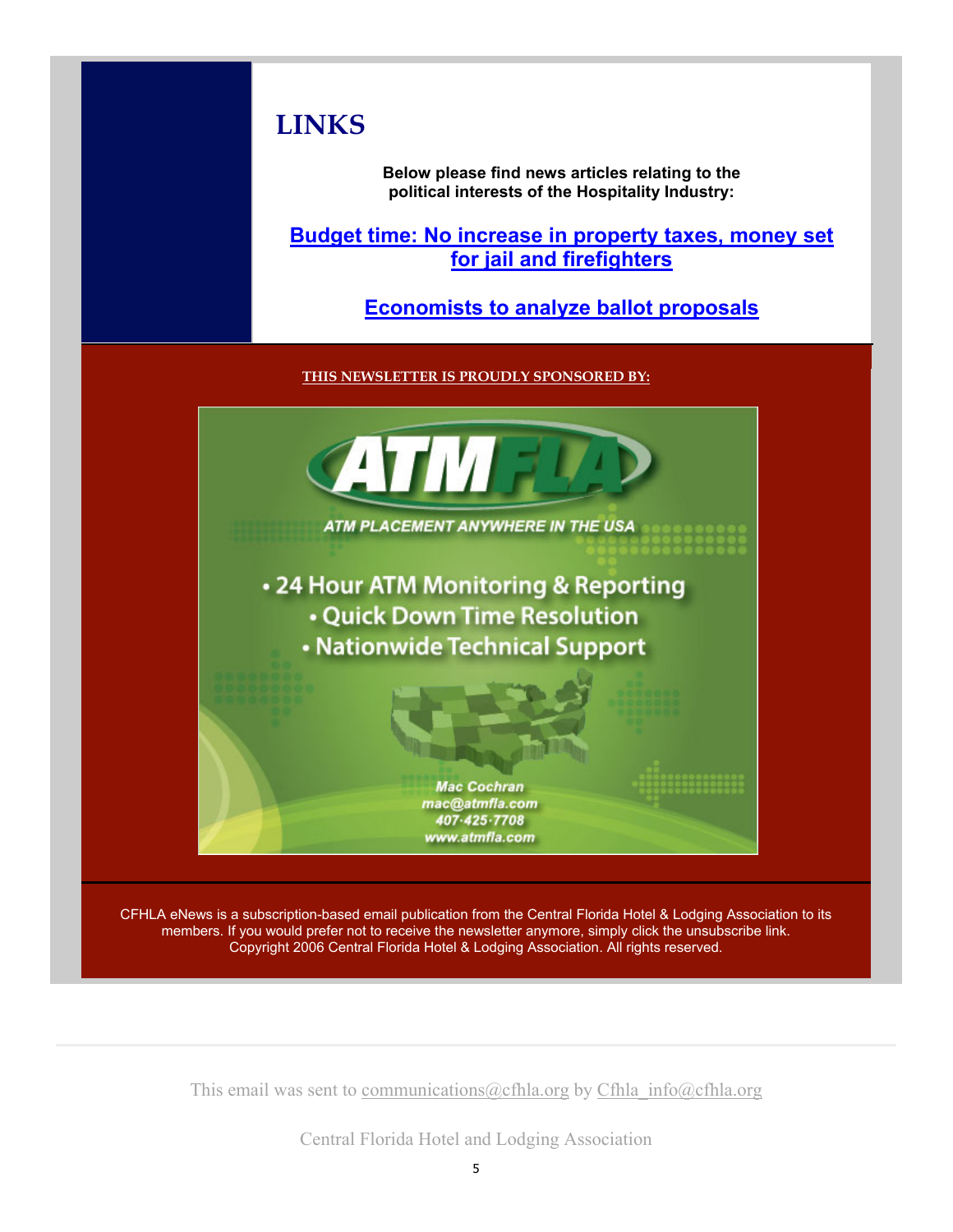## LINKS

**Below please find news articles relating to the political interests of the Hospitality Industry:**

**Budget time: No increase in property taxes, money set for jail and firefighters**

**Economists to analyze ballot proposals**

**THIS NEWSLETTER IS PROUDLY SPONSORED BY:**

ATMFLA

ATM PLACEMENT ANYWHERE IN THE USA

- 24 Hour ATM Monitoring & Reporting
- Quick Down Time Resolution
- Nationwide Technical Support

Mac Cochran
mac@atmfla.com
407·425·7708
www.atmfla.com

CFHLA eNews is a subscription-based email publication from the Central Florida Hotel & Lodging Association to its members. If you would prefer not to receive the newsletter anymore, simply click the unsubscribe link. Copyright 2006 Central Florida Hotel & Lodging Association. All rights reserved.

This email was sent to communications@cfhla.org by Cfhla_info@cfhla.org

Central Florida Hotel and Lodging Association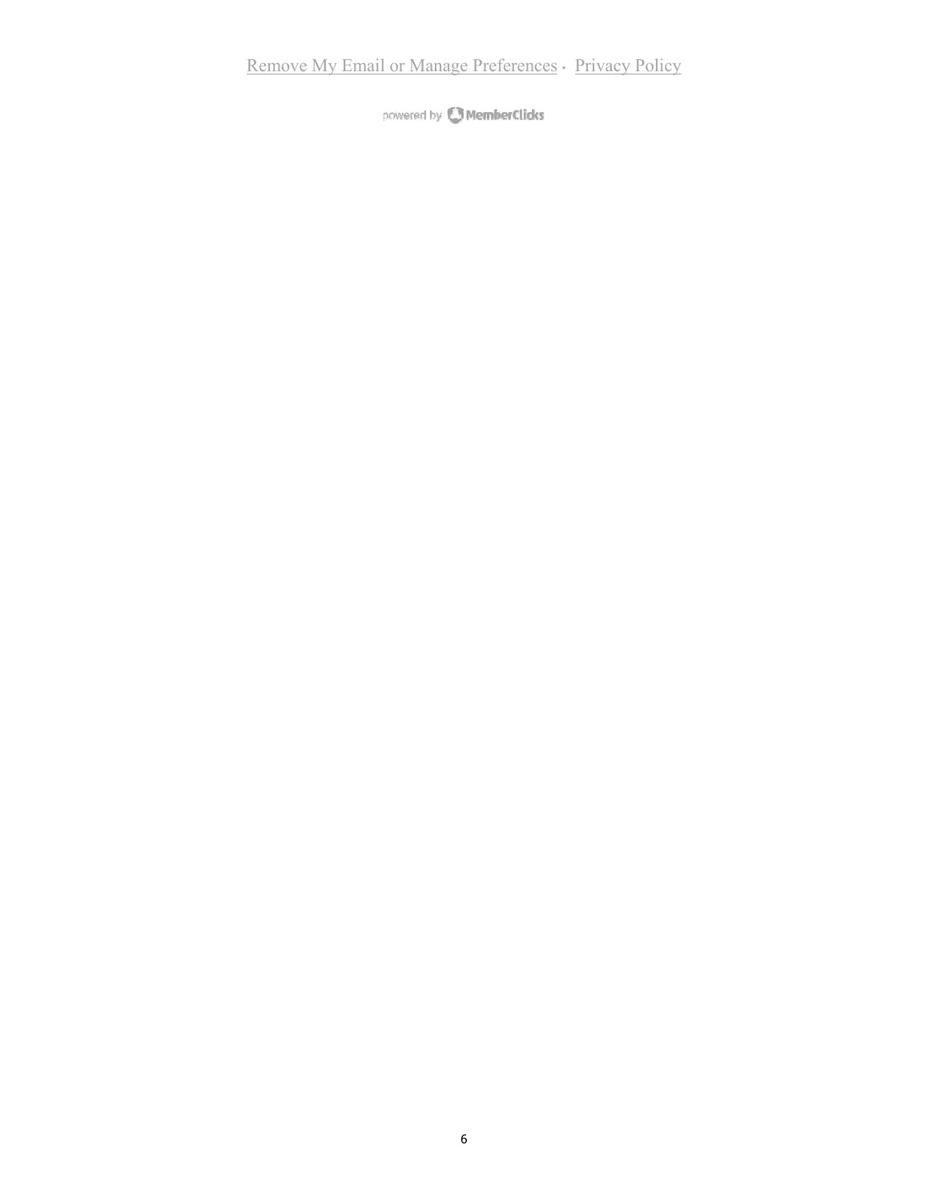Remove My Email or Manage Preferences · Privacy Policy

powered by MemberClicks